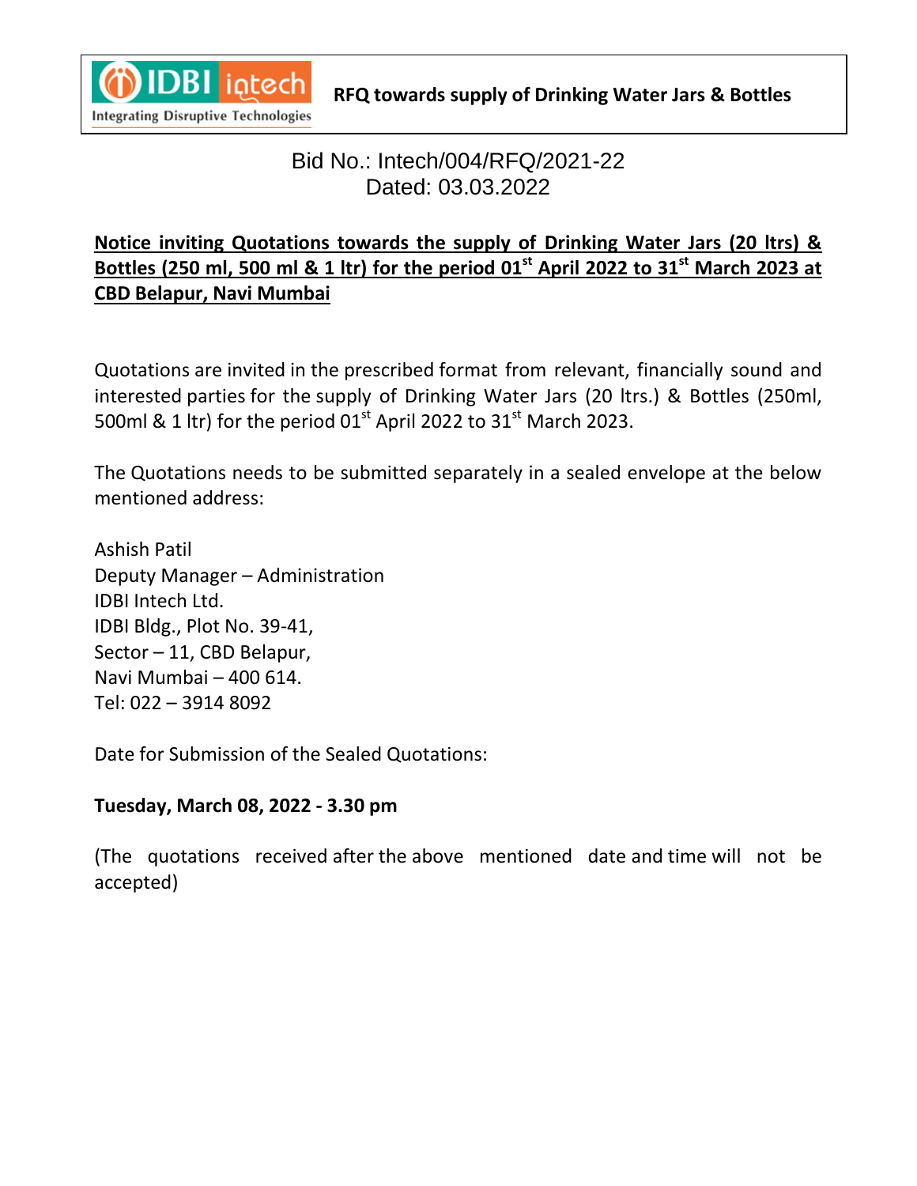IDBI intech
Integrating Disruptive Technologies

**RFQ towards supply of Drinking Water Jars & Bottles**

Bid No.: Intech/004/RFQ/2021-22
Dated: 03.03.2022

## Notice inviting Quotations towards the supply of Drinking Water Jars (20 ltrs) & Bottles (250 ml, 500 ml & 1 ltr) for the period 01st April 2022 to 31st March 2023 at CBD Belapur, Navi Mumbai

Quotations are invited in the prescribed format from relevant, financially sound and interested parties for the supply of Drinking Water Jars (20 ltrs.) & Bottles (250ml, 500ml & 1 ltr) for the period 01st April 2022 to 31st March 2023.

The Quotations needs to be submitted separately in a sealed envelope at the below mentioned address:

Ashish Patil
Deputy Manager – Administration
IDBI Intech Ltd.
IDBI Bldg., Plot No. 39-41,
Sector – 11, CBD Belapur,
Navi Mumbai – 400 614.
Tel: 022 – 3914 8092

Date for Submission of the Sealed Quotations:

**Tuesday, March 08, 2022 - 3.30 pm**

(The quotations received after the above mentioned date and time will not be accepted)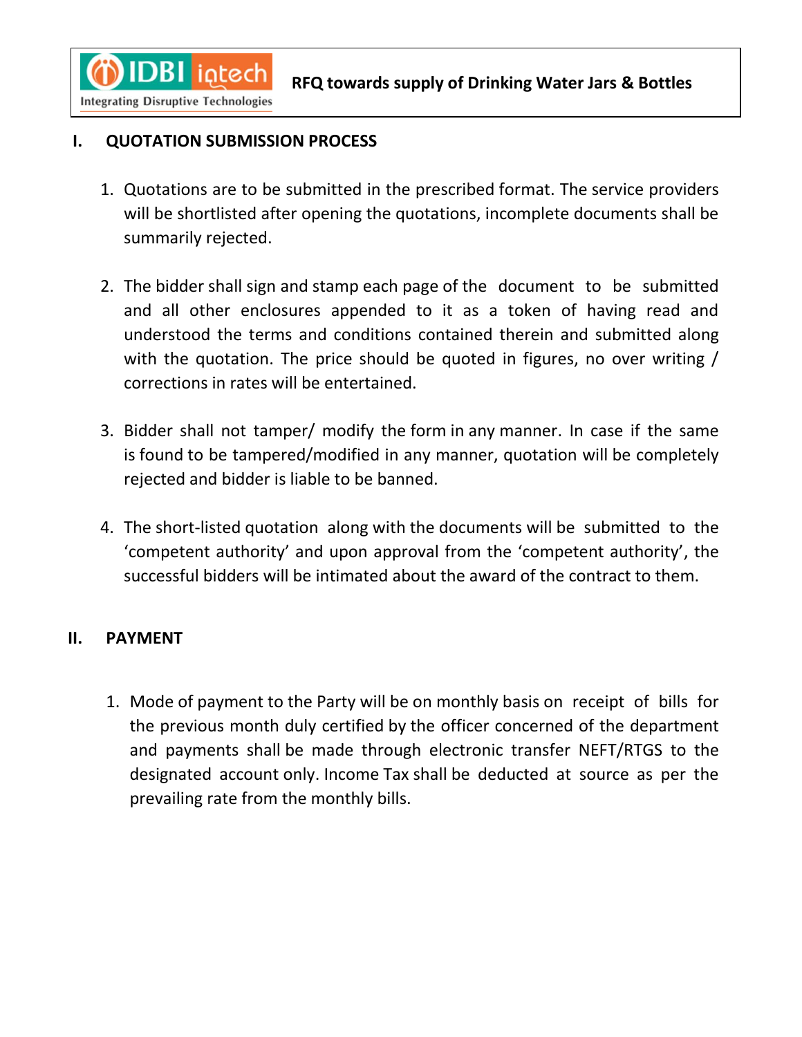## I. QUOTATION SUBMISSION PROCESS

1. Quotations are to be submitted in the prescribed format. The service providers will be shortlisted after opening the quotations, incomplete documents shall be summarily rejected.

2. The bidder shall sign and stamp each page of the document to be submitted and all other enclosures appended to it as a token of having read and understood the terms and conditions contained therein and submitted along with the quotation. The price should be quoted in figures, no over writing / corrections in rates will be entertained.

3. Bidder shall not tamper/ modify the form in any manner. In case if the same is found to be tampered/modified in any manner, quotation will be completely rejected and bidder is liable to be banned.

4. The short-listed quotation along with the documents will be submitted to the 'competent authority' and upon approval from the 'competent authority', the successful bidders will be intimated about the award of the contract to them.

## II. PAYMENT

1. Mode of payment to the Party will be on monthly basis on receipt of bills for the previous month duly certified by the officer concerned of the department and payments shall be made through electronic transfer NEFT/RTGS to the designated account only. Income Tax shall be deducted at source as per the prevailing rate from the monthly bills.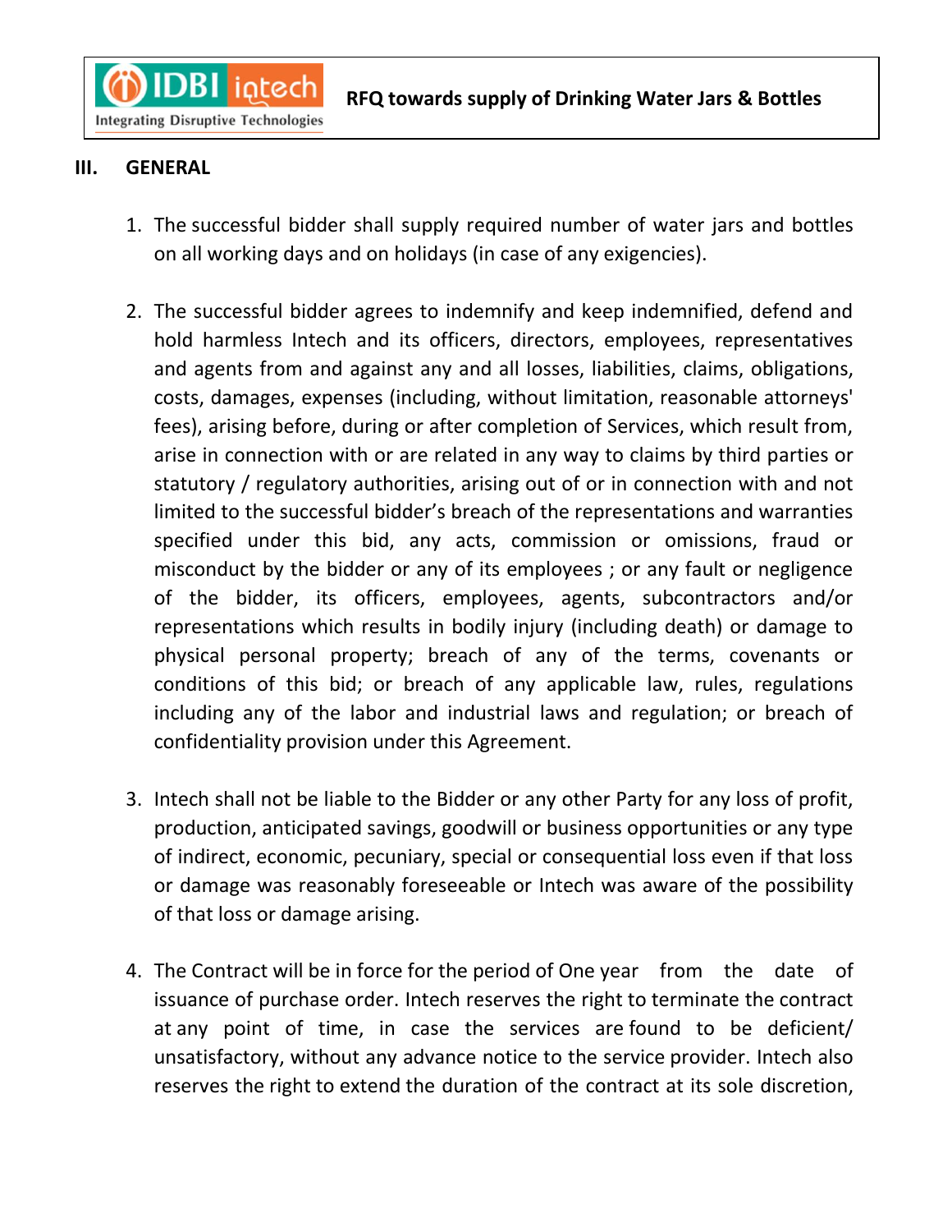## III. GENERAL

1. The successful bidder shall supply required number of water jars and bottles on all working days and on holidays (in case of any exigencies).

2. The successful bidder agrees to indemnify and keep indemnified, defend and hold harmless Intech and its officers, directors, employees, representatives and agents from and against any and all losses, liabilities, claims, obligations, costs, damages, expenses (including, without limitation, reasonable attorneys' fees), arising before, during or after completion of Services, which result from, arise in connection with or are related in any way to claims by third parties or statutory / regulatory authorities, arising out of or in connection with and not limited to the successful bidder's breach of the representations and warranties specified under this bid, any acts, commission or omissions, fraud or misconduct by the bidder or any of its employees ; or any fault or negligence of the bidder, its officers, employees, agents, subcontractors and/or representations which results in bodily injury (including death) or damage to physical personal property; breach of any of the terms, covenants or conditions of this bid; or breach of any applicable law, rules, regulations including any of the labor and industrial laws and regulation; or breach of confidentiality provision under this Agreement.

3. Intech shall not be liable to the Bidder or any other Party for any loss of profit, production, anticipated savings, goodwill or business opportunities or any type of indirect, economic, pecuniary, special or consequential loss even if that loss or damage was reasonably foreseeable or Intech was aware of the possibility of that loss or damage arising.

4. The Contract will be in force for the period of One year from the date of issuance of purchase order. Intech reserves the right to terminate the contract at any point of time, in case the services are found to be deficient/ unsatisfactory, without any advance notice to the service provider. Intech also reserves the right to extend the duration of the contract at its sole discretion,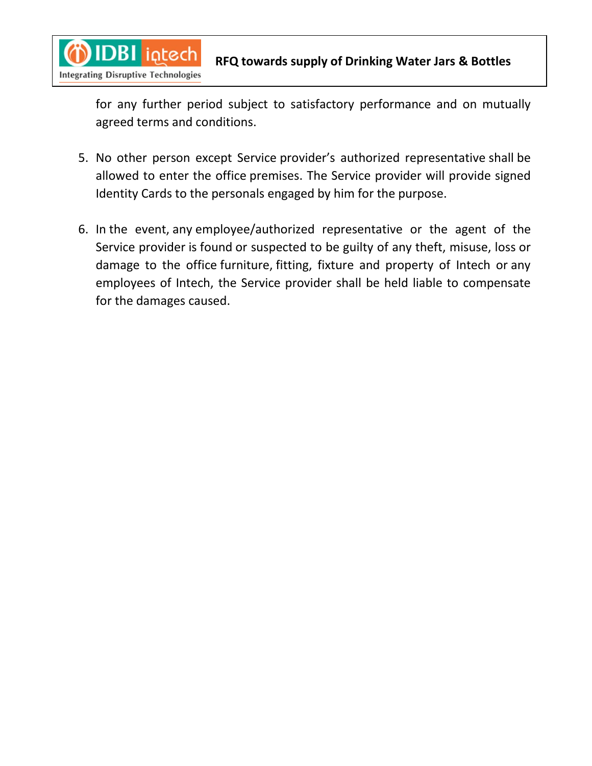for any further period subject to satisfactory performance and on mutually agreed terms and conditions.

5. No other person except Service provider's authorized representative shall be allowed to enter the office premises. The Service provider will provide signed Identity Cards to the personals engaged by him for the purpose.

6. In the event, any employee/authorized representative or the agent of the Service provider is found or suspected to be guilty of any theft, misuse, loss or damage to the office furniture, fitting, fixture and property of Intech or any employees of Intech, the Service provider shall be held liable to compensate for the damages caused.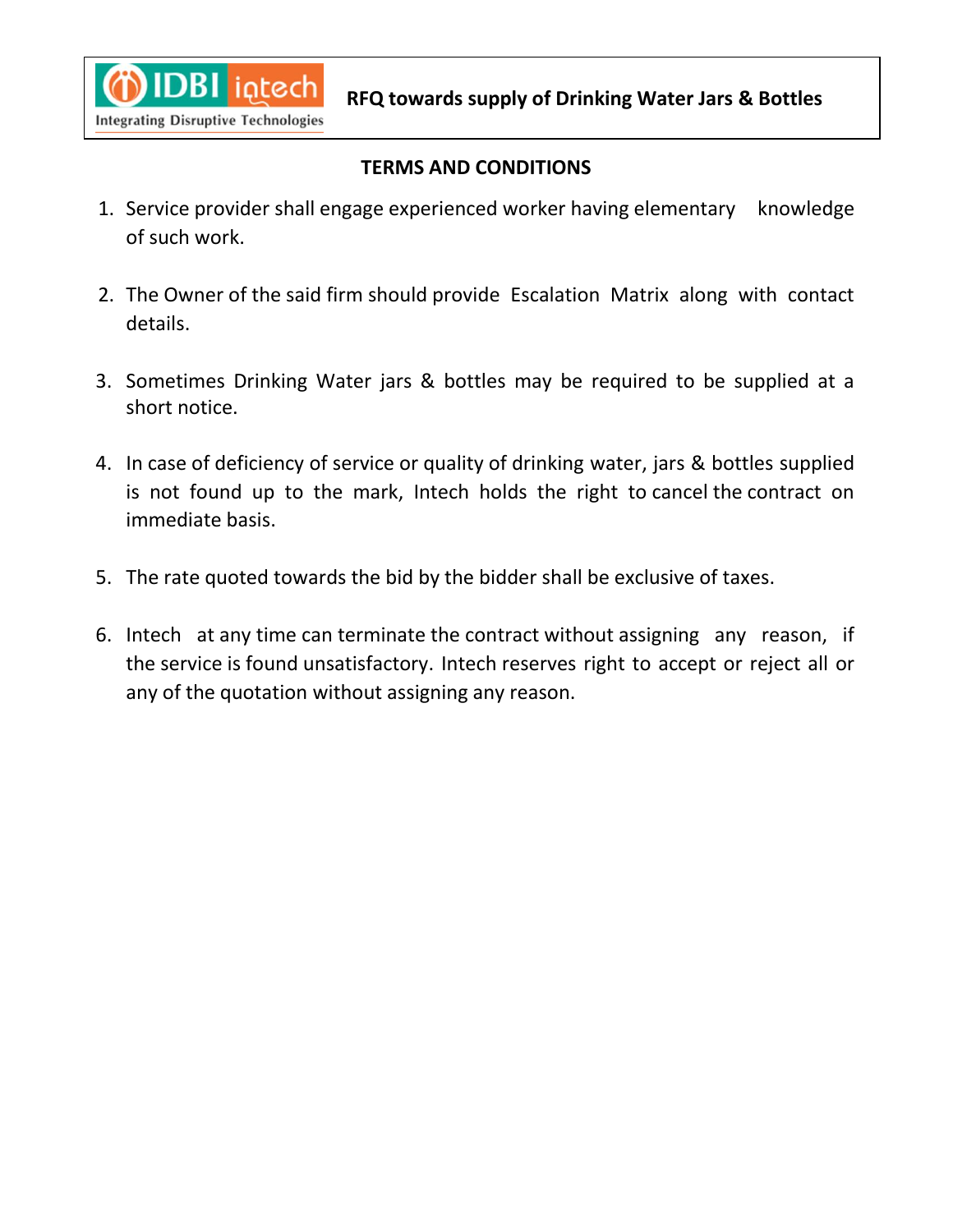## TERMS AND CONDITIONS

1. Service provider shall engage experienced worker having elementary knowledge of such work.

2. The Owner of the said firm should provide Escalation Matrix along with contact details.

3. Sometimes Drinking Water jars & bottles may be required to be supplied at a short notice.

4. In case of deficiency of service or quality of drinking water, jars & bottles supplied is not found up to the mark, Intech holds the right to cancel the contract on immediate basis.

5. The rate quoted towards the bid by the bidder shall be exclusive of taxes.

6. Intech at any time can terminate the contract without assigning any reason, if the service is found unsatisfactory. Intech reserves right to accept or reject all or any of the quotation without assigning any reason.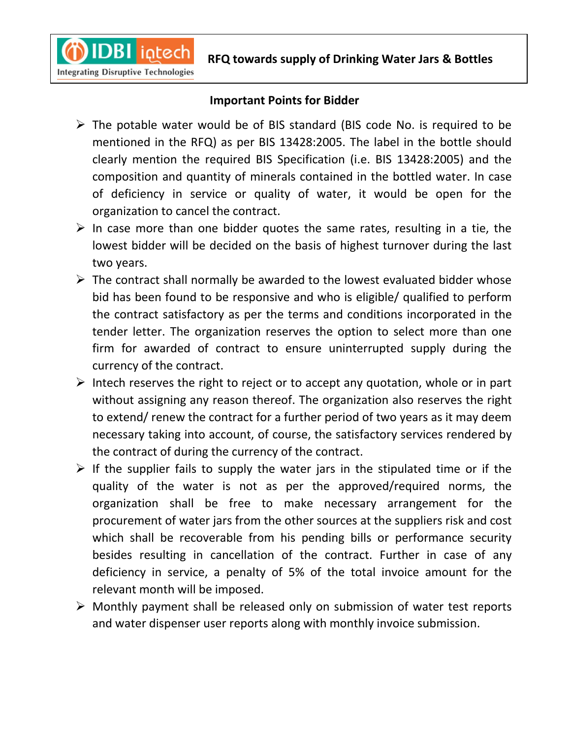## Important Points for Bidder

- The potable water would be of BIS standard (BIS code No. is required to be mentioned in the RFQ) as per BIS 13428:2005. The label in the bottle should clearly mention the required BIS Specification (i.e. BIS 13428:2005) and the composition and quantity of minerals contained in the bottled water. In case of deficiency in service or quality of water, it would be open for the organization to cancel the contract.
- In case more than one bidder quotes the same rates, resulting in a tie, the lowest bidder will be decided on the basis of highest turnover during the last two years.
- The contract shall normally be awarded to the lowest evaluated bidder whose bid has been found to be responsive and who is eligible/ qualified to perform the contract satisfactory as per the terms and conditions incorporated in the tender letter. The organization reserves the option to select more than one firm for awarded of contract to ensure uninterrupted supply during the currency of the contract.
- Intech reserves the right to reject or to accept any quotation, whole or in part without assigning any reason thereof. The organization also reserves the right to extend/ renew the contract for a further period of two years as it may deem necessary taking into account, of course, the satisfactory services rendered by the contract of during the currency of the contract.
- If the supplier fails to supply the water jars in the stipulated time or if the quality of the water is not as per the approved/required norms, the organization shall be free to make necessary arrangement for the procurement of water jars from the other sources at the suppliers risk and cost which shall be recoverable from his pending bills or performance security besides resulting in cancellation of the contract. Further in case of any deficiency in service, a penalty of 5% of the total invoice amount for the relevant month will be imposed.
- Monthly payment shall be released only on submission of water test reports and water dispenser user reports along with monthly invoice submission.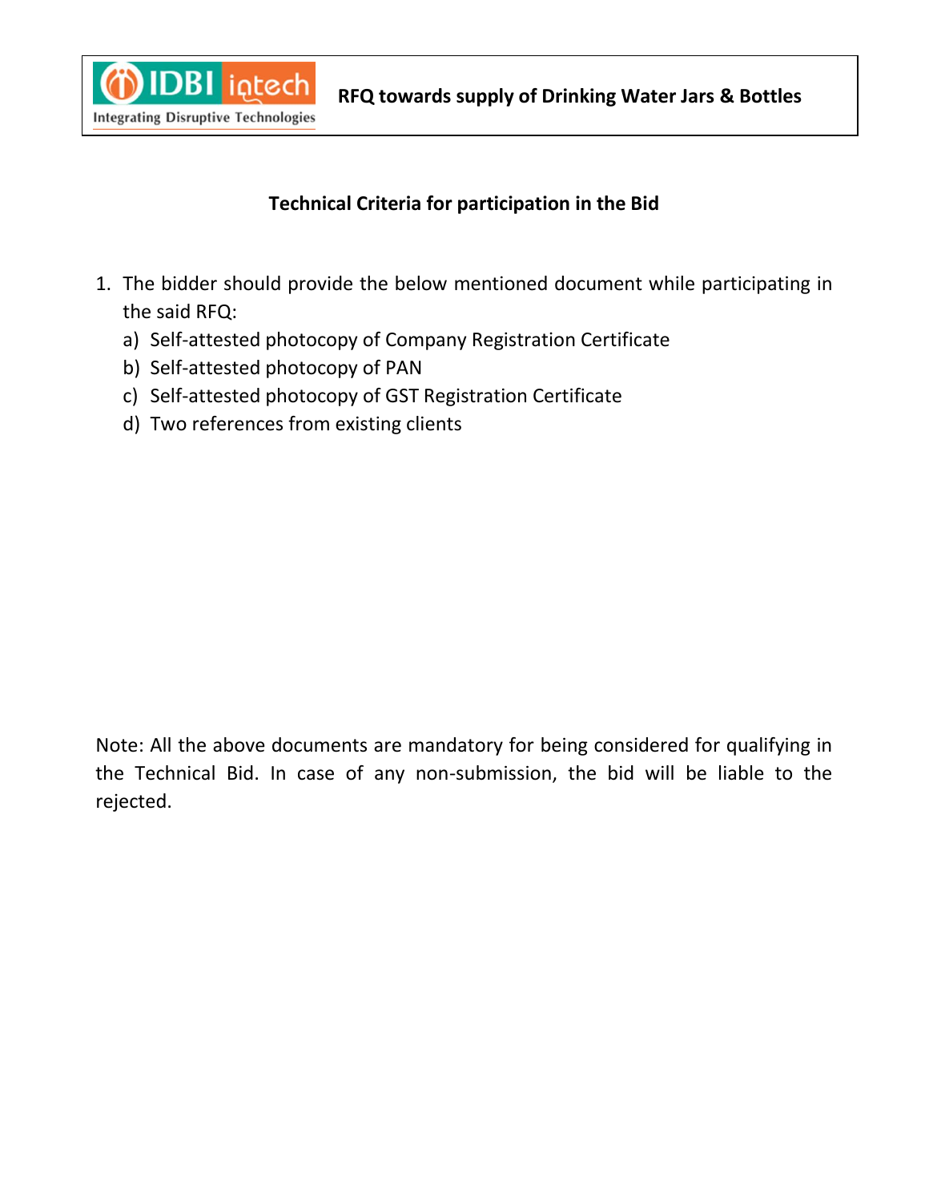## Technical Criteria for participation in the Bid

1. The bidder should provide the below mentioned document while participating in the said RFQ:
   a) Self-attested photocopy of Company Registration Certificate
   b) Self-attested photocopy of PAN
   c) Self-attested photocopy of GST Registration Certificate
   d) Two references from existing clients

Note: All the above documents are mandatory for being considered for qualifying in the Technical Bid. In case of any non-submission, the bid will be liable to the rejected.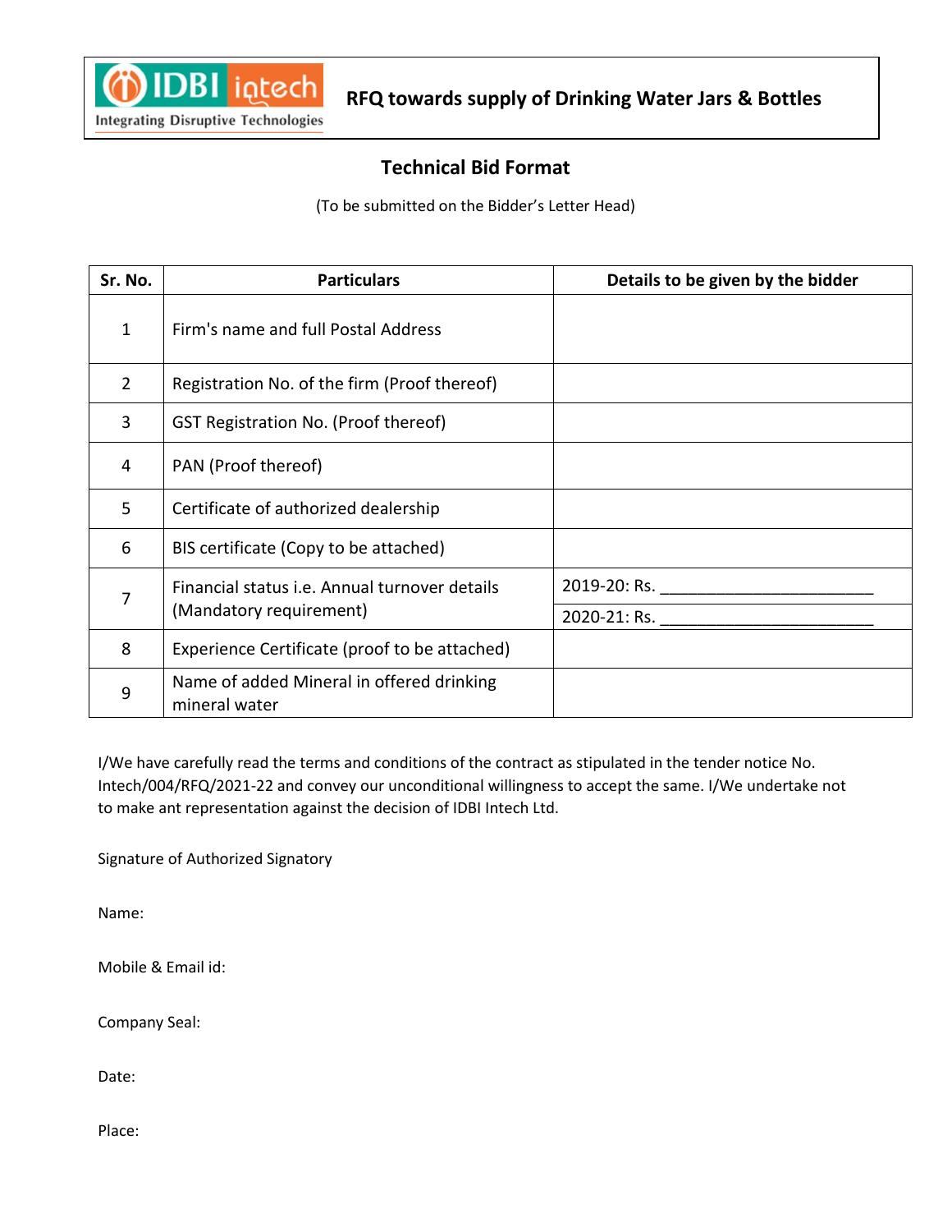IDBI intech
Integrating Disruptive Technologies

**RFQ towards supply of Drinking Water Jars & Bottles**

## Technical Bid Format

(To be submitted on the Bidder's Letter Head)

| Sr. No. | Particulars | Details to be given by the bidder |
|---|---|---|
| 1 | Firm's name and full Postal Address | |
| 2 | Registration No. of the firm (Proof thereof) | |
| 3 | GST Registration No. (Proof thereof) | |
| 4 | PAN (Proof thereof) | |
| 5 | Certificate of authorized dealership | |
| 6 | BIS certificate (Copy to be attached) | |
| 7 | Financial status i.e. Annual turnover details (Mandatory requirement) | 2019-20: Rs. ______________________ |
| | | 2020-21: Rs. ______________________ |
| 8 | Experience Certificate (proof to be attached) | |
| 9 | Name of added Mineral in offered drinking mineral water | |

I/We have carefully read the terms and conditions of the contract as stipulated in the tender notice No. Intech/004/RFQ/2021-22 and convey our unconditional willingness to accept the same. I/We undertake not to make ant representation against the decision of IDBI Intech Ltd.

Signature of Authorized Signatory

Name:

Mobile & Email id:

Company Seal:

Date:

Place: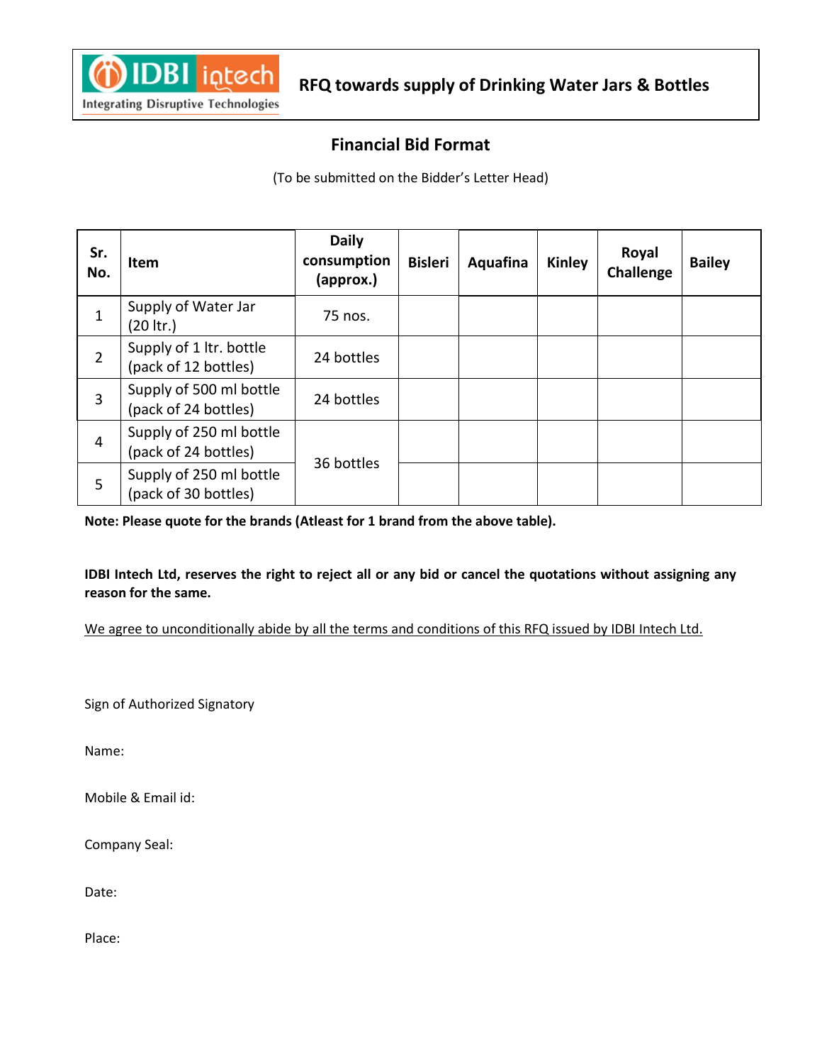**RFQ towards supply of Drinking Water Jars & Bottles**

## Financial Bid Format

(To be submitted on the Bidder's Letter Head)

| Sr. No. | Item | Daily consumption (approx.) | Bisleri | Aquafina | Kinley | Royal Challenge | Bailey |
|---|---|---|---|---|---|---|---|
| 1 | Supply of Water Jar (20 ltr.) | 75 nos. | | | | | |
| 2 | Supply of 1 ltr. bottle (pack of 12 bottles) | 24 bottles | | | | | |
| 3 | Supply of 500 ml bottle (pack of 24 bottles) | 24 bottles | | | | | |
| 4 | Supply of 250 ml bottle (pack of 24 bottles) | 36 bottles | | | | | |
| 5 | Supply of 250 ml bottle (pack of 30 bottles) | | | | | | |

**Note: Please quote for the brands (Atleast for 1 brand from the above table).**

**IDBI Intech Ltd, reserves the right to reject all or any bid or cancel the quotations without assigning any reason for the same.**

We agree to unconditionally abide by all the terms and conditions of this RFQ issued by IDBI Intech Ltd.

Sign of Authorized Signatory

Name:

Mobile & Email id:

Company Seal:

Date:

Place: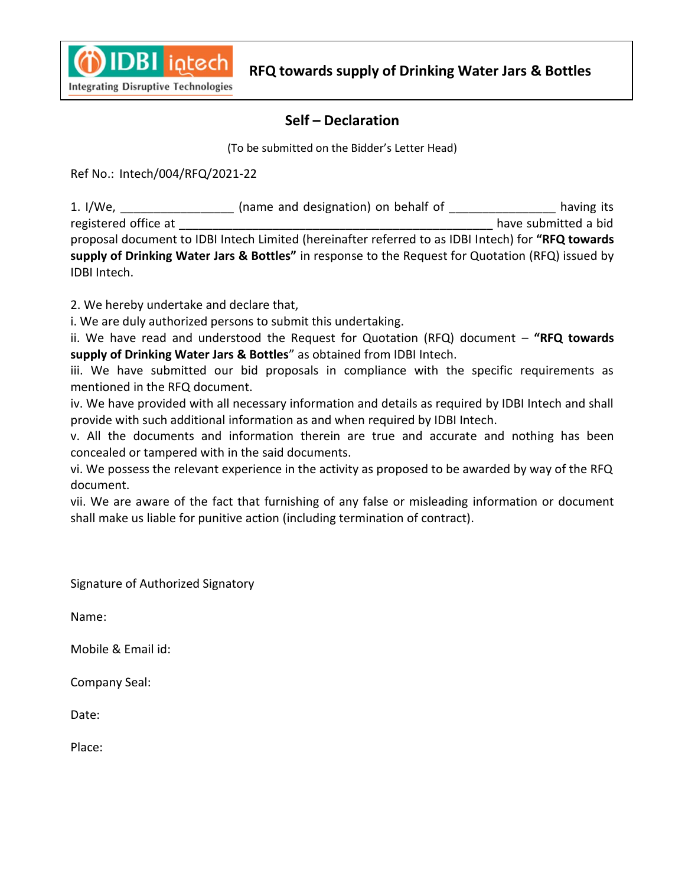**RFQ towards supply of Drinking Water Jars & Bottles**

## Self – Declaration

(To be submitted on the Bidder's Letter Head)

Ref No.: Intech/004/RFQ/2021-22

1. I/We, ________________ (name and designation) on behalf of _______________ having its registered office at ______________________________________________ have submitted a bid proposal document to IDBI Intech Limited (hereinafter referred to as IDBI Intech) for **"RFQ towards supply of Drinking Water Jars & Bottles"** in response to the Request for Quotation (RFQ) issued by IDBI Intech.

2. We hereby undertake and declare that,

i. We are duly authorized persons to submit this undertaking.

ii. We have read and understood the Request for Quotation (RFQ) document – **"RFQ towards supply of Drinking Water Jars & Bottles**" as obtained from IDBI Intech.

iii. We have submitted our bid proposals in compliance with the specific requirements as mentioned in the RFQ document.

iv. We have provided with all necessary information and details as required by IDBI Intech and shall provide with such additional information as and when required by IDBI Intech.

v. All the documents and information therein are true and accurate and nothing has been concealed or tampered with in the said documents.

vi. We possess the relevant experience in the activity as proposed to be awarded by way of the RFQ document.

vii. We are aware of the fact that furnishing of any false or misleading information or document shall make us liable for punitive action (including termination of contract).

Signature of Authorized Signatory

Name:

Mobile & Email id:

Company Seal:

Date:

Place: